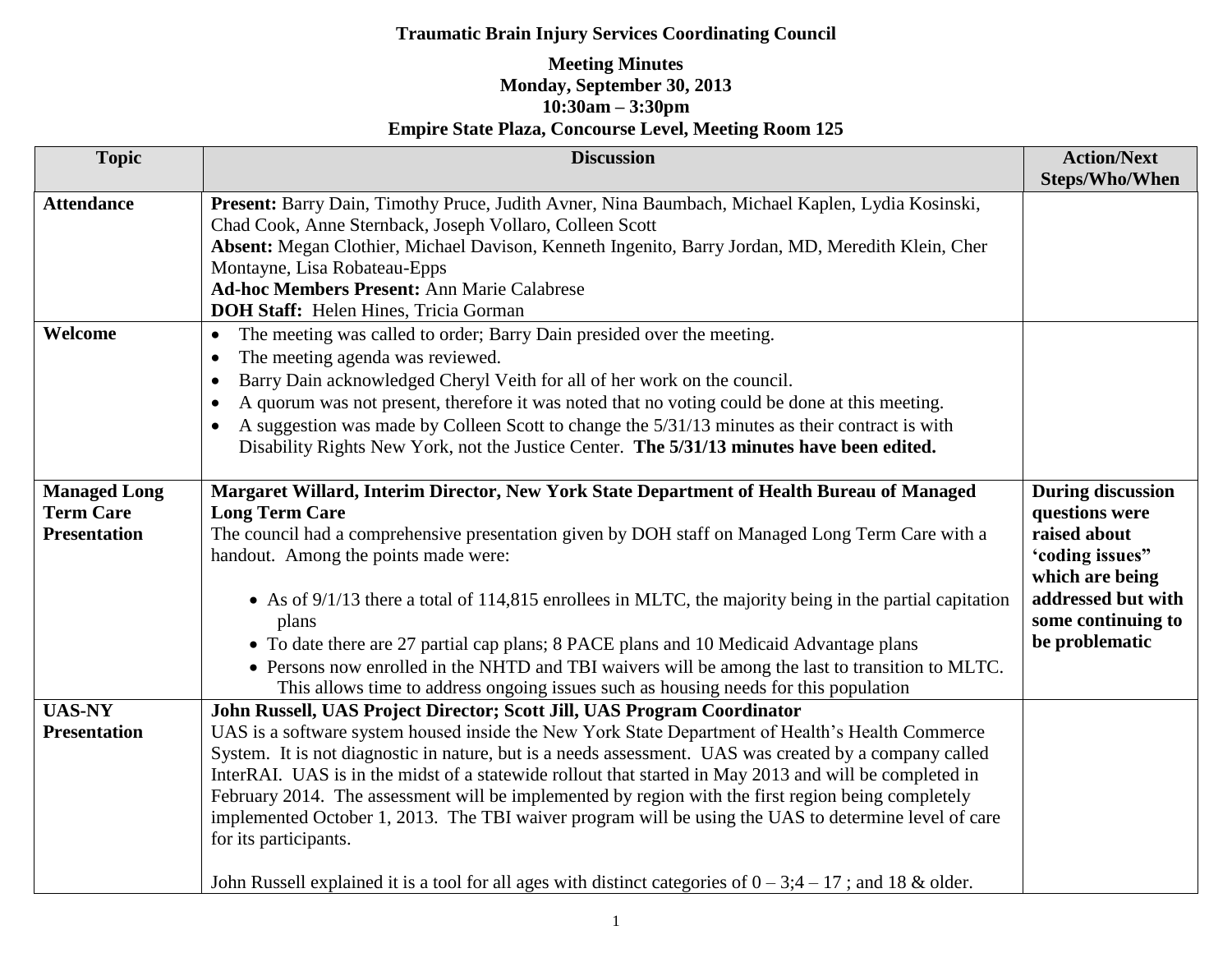**Traumatic Brain Injury Services Coordinating Council**

**Meeting Minutes**
**Monday, September 30, 2013**
**10:30am – 3:30pm**
**Empire State Plaza, Concourse Level, Meeting Room 125**

| Topic | Discussion | Action/Next Steps/Who/When |
|---|---|---|
| **Attendance** | **Present:** Barry Dain, Timothy Pruce, Judith Avner, Nina Baumbach, Michael Kaplen, Lydia Kosinski, Chad Cook, Anne Sternback, Joseph Vollaro, Colleen Scott<br>**Absent:** Megan Clothier, Michael Davison, Kenneth Ingenito, Barry Jordan, MD, Meredith Klein, Cher Montayne, Lisa Robateau-Epps<br>**Ad-hoc Members Present:** Ann Marie Calabrese<br>**DOH Staff:** Helen Hines, Tricia Gorman | |
| **Welcome** | • The meeting was called to order; Barry Dain presided over the meeting.<br>• The meeting agenda was reviewed.<br>• Barry Dain acknowledged Cheryl Veith for all of her work on the council.<br>• A quorum was not present, therefore it was noted that no voting could be done at this meeting.<br>• A suggestion was made by Colleen Scott to change the 5/31/13 minutes as their contract is with Disability Rights New York, not the Justice Center. **The 5/31/13 minutes have been edited.** | |
| **Managed Long Term Care Presentation** | **Margaret Willard, Interim Director, New York State Department of Health Bureau of Managed Long Term Care**<br>The council had a comprehensive presentation given by DOH staff on Managed Long Term Care with a handout. Among the points made were:<br>• As of 9/1/13 there a total of 114,815 enrollees in MLTC, the majority being in the partial capitation plans<br>• To date there are 27 partial cap plans; 8 PACE plans and 10 Medicaid Advantage plans<br>• Persons now enrolled in the NHTD and TBI waivers will be among the last to transition to MLTC. This allows time to address ongoing issues such as housing needs for this population | **During discussion questions were raised about 'coding issues" which are being addressed but with some continuing to be problematic** |
| **UAS-NY Presentation** | **John Russell, UAS Project Director; Scott Jill, UAS Program Coordinator**<br>UAS is a software system housed inside the New York State Department of Health's Health Commerce System. It is not diagnostic in nature, but is a needs assessment. UAS was created by a company called InterRAI. UAS is in the midst of a statewide rollout that started in May 2013 and will be completed in February 2014. The assessment will be implemented by region with the first region being completely implemented October 1, 2013. The TBI waiver program will be using the UAS to determine level of care for its participants.<br><br>John Russell explained it is a tool for all ages with distinct categories of 0 – 3;4 – 17 ; and 18 & older. | |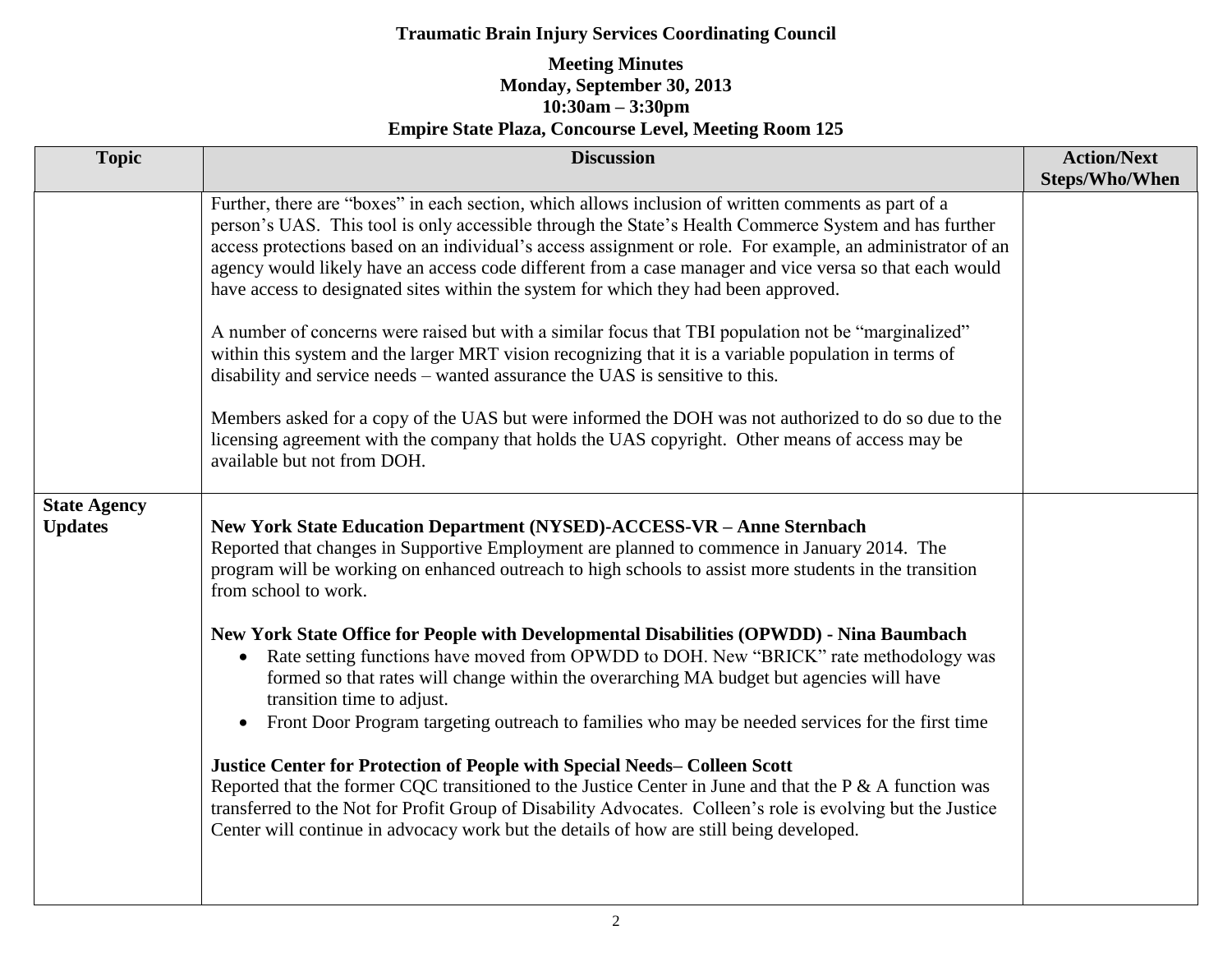**Traumatic Brain Injury Services Coordinating Council**

**Meeting Minutes**
**Monday, September 30, 2013**
**10:30am – 3:30pm**
**Empire State Plaza, Concourse Level, Meeting Room 125**

| Topic | Discussion | Action/Next Steps/Who/When |
|---|---|---|
| | Further, there are “boxes” in each section, which allows inclusion of written comments as part of a person’s UAS. This tool is only accessible through the State’s Health Commerce System and has further access protections based on an individual’s access assignment or role. For example, an administrator of an agency would likely have an access code different from a case manager and vice versa so that each would have access to designated sites within the system for which they had been approved.<br><br>A number of concerns were raised but with a similar focus that TBI population not be “marginalized” within this system and the larger MRT vision recognizing that it is a variable population in terms of disability and service needs – wanted assurance the UAS is sensitive to this.<br><br>Members asked for a copy of the UAS but were informed the DOH was not authorized to do so due to the licensing agreement with the company that holds the UAS copyright. Other means of access may be available but not from DOH. | |
| **State Agency Updates** | **New York State Education Department (NYSED)-ACCESS-VR – Anne Sternbach**<br>Reported that changes in Supportive Employment are planned to commence in January 2014. The program will be working on enhanced outreach to high schools to assist more students in the transition from school to work.<br><br>**New York State Office for People with Developmental Disabilities (OPWDD) - Nina Baumbach**<br>• Rate setting functions have moved from OPWDD to DOH. New “BRICK” rate methodology was formed so that rates will change within the overarching MA budget but agencies will have transition time to adjust.<br>• Front Door Program targeting outreach to families who may be needed services for the first time<br><br>**Justice Center for Protection of People with Special Needs– Colleen Scott**<br>Reported that the former CQC transitioned to the Justice Center in June and that the P & A function was transferred to the Not for Profit Group of Disability Advocates. Colleen’s role is evolving but the Justice Center will continue in advocacy work but the details of how are still being developed. | |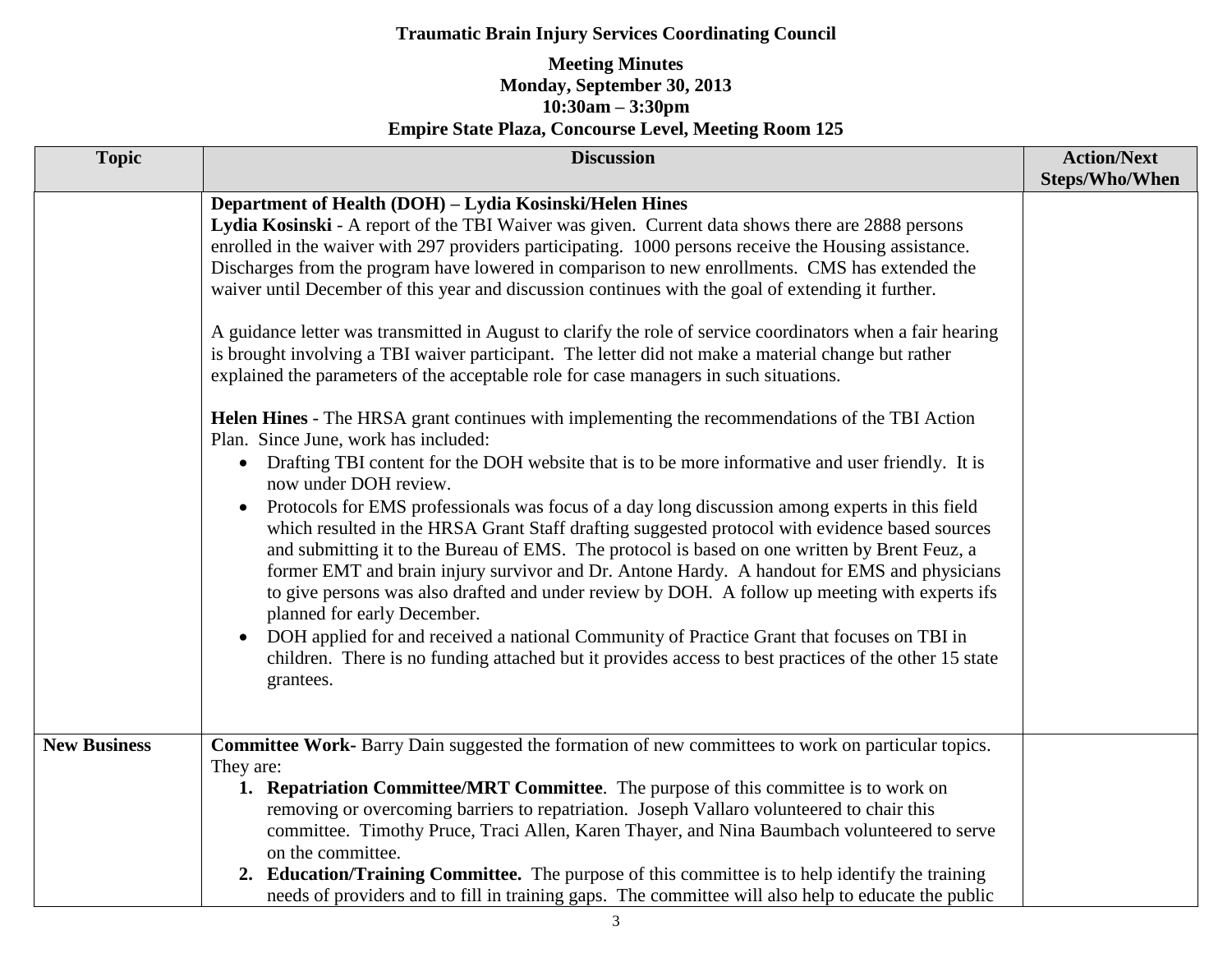**Traumatic Brain Injury Services Coordinating Council**

**Meeting Minutes**
**Monday, September 30, 2013**
**10:30am – 3:30pm**
**Empire State Plaza, Concourse Level, Meeting Room 125**

| Topic | Discussion | Action/Next Steps/Who/When |
|---|---|---|
| | **Department of Health (DOH) – Lydia Kosinski/Helen Hines**<br>**Lydia Kosinski** - A report of the TBI Waiver was given. Current data shows there are 2888 persons enrolled in the waiver with 297 providers participating. 1000 persons receive the Housing assistance. Discharges from the program have lowered in comparison to new enrollments. CMS has extended the waiver until December of this year and discussion continues with the goal of extending it further.<br><br>A guidance letter was transmitted in August to clarify the role of service coordinators when a fair hearing is brought involving a TBI waiver participant. The letter did not make a material change but rather explained the parameters of the acceptable role for case managers in such situations.<br><br>**Helen Hines** - The HRSA grant continues with implementing the recommendations of the TBI Action Plan. Since June, work has included:<br>• Drafting TBI content for the DOH website that is to be more informative and user friendly. It is now under DOH review.<br>• Protocols for EMS professionals was focus of a day long discussion among experts in this field which resulted in the HRSA Grant Staff drafting suggested protocol with evidence based sources and submitting it to the Bureau of EMS. The protocol is based on one written by Brent Feuz, a former EMT and brain injury survivor and Dr. Antone Hardy. A handout for EMS and physicians to give persons was also drafted and under review by DOH. A follow up meeting with experts ifs planned for early December.<br>• DOH applied for and received a national Community of Practice Grant that focuses on TBI in children. There is no funding attached but it provides access to best practices of the other 15 state grantees. | |
| **New Business** | **Committee Work-** Barry Dain suggested the formation of new committees to work on particular topics. They are:<br>1. **Repatriation Committee/MRT Committee**. The purpose of this committee is to work on removing or overcoming barriers to repatriation. Joseph Vallaro volunteered to chair this committee. Timothy Pruce, Traci Allen, Karen Thayer, and Nina Baumbach volunteered to serve on the committee.<br>2. **Education/Training Committee.** The purpose of this committee is to help identify the training needs of providers and to fill in training gaps. The committee will also help to educate the public | |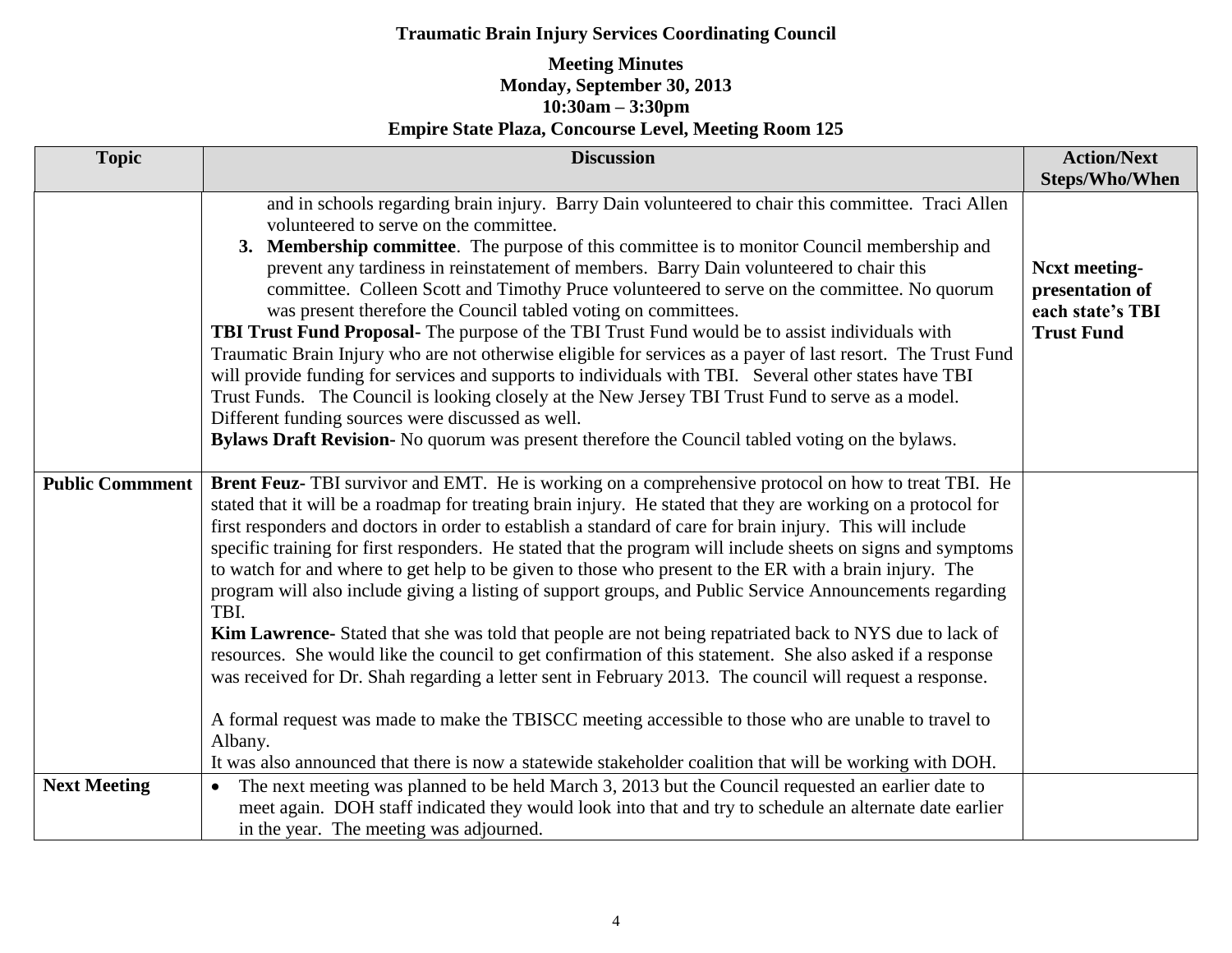**Traumatic Brain Injury Services Coordinating Council**

**Meeting Minutes**
**Monday, September 30, 2013**
**10:30am – 3:30pm**
**Empire State Plaza, Concourse Level, Meeting Room 125**

| Topic | Discussion | Action/Next Steps/Who/When |
|---|---|---|
| | and in schools regarding brain injury. Barry Dain volunteered to chair this committee. Traci Allen volunteered to serve on the committee.<br>3. **Membership committee**. The purpose of this committee is to monitor Council membership and prevent any tardiness in reinstatement of members. Barry Dain volunteered to chair this committee. Colleen Scott and Timothy Pruce volunteered to serve on the committee. No quorum was present therefore the Council tabled voting on committees.<br>**TBI Trust Fund Proposal-** The purpose of the TBI Trust Fund would be to assist individuals with Traumatic Brain Injury who are not otherwise eligible for services as a payer of last resort. The Trust Fund will provide funding for services and supports to individuals with TBI. Several other states have TBI Trust Funds. The Council is looking closely at the New Jersey TBI Trust Fund to serve as a model. Different funding sources were discussed as well.<br>**Bylaws Draft Revision-** No quorum was present therefore the Council tabled voting on the bylaws. | **Ncxt meeting- presentation of each state's TBI Trust Fund** |
| **Public Commment** | **Brent Feuz-** TBI survivor and EMT. He is working on a comprehensive protocol on how to treat TBI. He stated that it will be a roadmap for treating brain injury. He stated that they are working on a protocol for first responders and doctors in order to establish a standard of care for brain injury. This will include specific training for first responders. He stated that the program will include sheets on signs and symptoms to watch for and where to get help to be given to those who present to the ER with a brain injury. The program will also include giving a listing of support groups, and Public Service Announcements regarding TBI.<br>**Kim Lawrence-** Stated that she was told that people are not being repatriated back to NYS due to lack of resources. She would like the council to get confirmation of this statement. She also asked if a response was received for Dr. Shah regarding a letter sent in February 2013. The council will request a response.<br><br>A formal request was made to make the TBISCC meeting accessible to those who are unable to travel to Albany.<br>It was also announced that there is now a statewide stakeholder coalition that will be working with DOH. | |
| **Next Meeting** | • The next meeting was planned to be held March 3, 2013 but the Council requested an earlier date to meet again. DOH staff indicated they would look into that and try to schedule an alternate date earlier in the year. The meeting was adjourned. | |